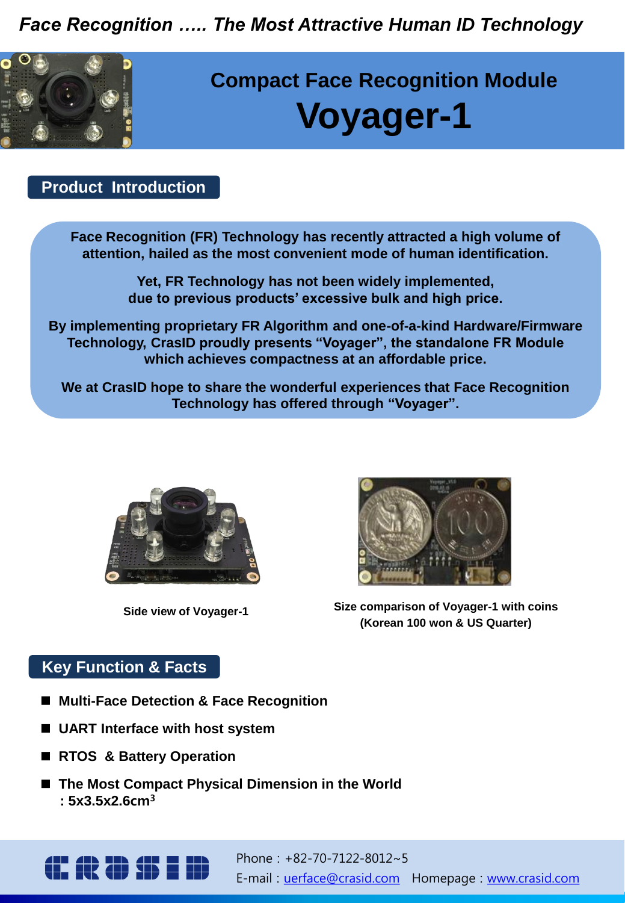*Face Recognition ….. The Most Attractive Human ID Technology*

# Compact Face Recognition Module

# Voyager-1

## Product Introduction

**Face Recognition (FR) Technology has recently attracted a high volume of attention, hailed as the most convenient mode of human identification.**

**Yet, FR Technology has not been widely implemented, due to previous products' excessive bulk and high price.**

**By implementing proprietary FR Algorithm and one-of-a-kind Hardware/Firmware Technology, CrasID proudly presents "Voyager", the standalone FR Module which achieves compactness at an affordable price.**

**We at CrasID hope to share the wonderful experiences that Face Recognition Technology has offered through "Voyager".**

Side view of Voyager-1

Size comparison of Voyager-1 with coins (Korean 100 won & US Quarter)

## Key Function & Facts

- **Multi-Face Detection & Face Recognition**
- **UART Interface with host system**
- **RTOS & Battery Operation**
- **The Most Compact Physical Dimension in the World : 5x3.5x2.6cm$^3$**

Phone : +82-70-7122-8012~5

E-mail : uerface@crasid.com Homepage : www.crasid.com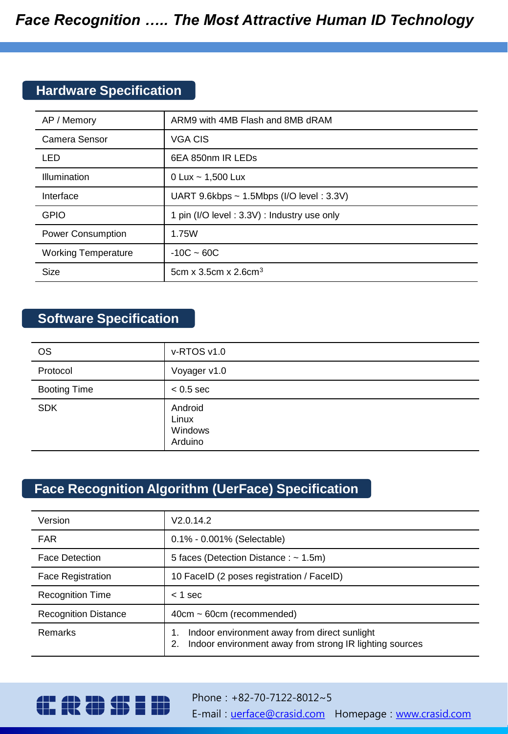# Face Recognition ….. The Most Attractive Human ID Technology

## Hardware Specification

| | |
|---|---|
| AP / Memory | ARM9 with 4MB Flash and 8MB dRAM |
| Camera Sensor | VGA CIS |
| LED | 6EA 850nm IR LEDs |
| Illumination | 0 Lux ~ 1,500 Lux |
| Interface | UART 9.6kbps ~ 1.5Mbps (I/O level : 3.3V) |
| GPIO | 1 pin (I/O level : 3.3V) : Industry use only |
| Power Consumption | 1.75W |
| Working Temperature | -10C ~ 60C |
| Size | 5cm x 3.5cm x 2.6cm$^3$ |

## Software Specification

| | |
|---|---|
| OS | v-RTOS v1.0 |
| Protocol | Voyager v1.0 |
| Booting Time | < 0.5 sec |
| SDK | Android<br>Linux<br>Windows<br>Arduino |

## Face Recognition Algorithm (UerFace) Specification

| | |
|---|---|
| Version | V2.0.14.2 |
| FAR | 0.1% - 0.001% (Selectable) |
| Face Detection | 5 faces (Detection Distance : ~ 1.5m) |
| Face Registration | 10 FaceID (2 poses registration / FaceID) |
| Recognition Time | < 1 sec |
| Recognition Distance | 40cm ~ 60cm (recommended) |
| Remarks | 1. Indoor environment away from direct sunlight<br>2. Indoor environment away from strong IR lighting sources |

CRASID

Phone : +82-70-7122-8012~5

E-mail : uerface@crasid.com Homepage : www.crasid.com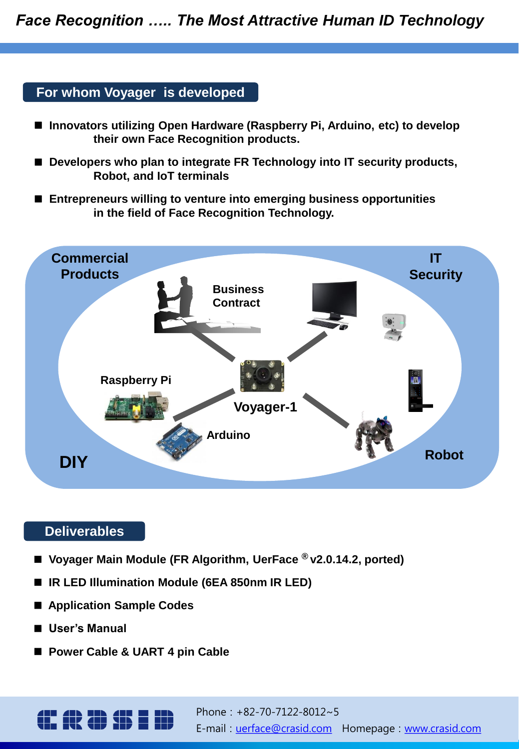*Face Recognition ….. The Most Attractive Human ID Technology*

## For whom Voyager is developed

- **Innovators utilizing Open Hardware (Raspberry Pi, Arduino, etc) to develop their own Face Recognition products.**
- **Developers who plan to integrate FR Technology into IT security products, Robot, and IoT terminals**
- **Entrepreneurs willing to venture into emerging business opportunities in the field of Face Recognition Technology.**

Commercial Products

Business Contract

IT Security

Raspberry Pi

Voyager-1

Arduino

Robot

DIY

## Deliverables

- **Voyager Main Module (FR Algorithm, UerFace® v2.0.14.2, ported)**
- **IR LED Illumination Module (6EA 850nm IR LED)**
- **Application Sample Codes**
- **User's Manual**
- **Power Cable & UART 4 pin Cable**

CRASID

Phone : +82-70-7122-8012~5

E-mail : uerface@crasid.com Homepage : www.crasid.com